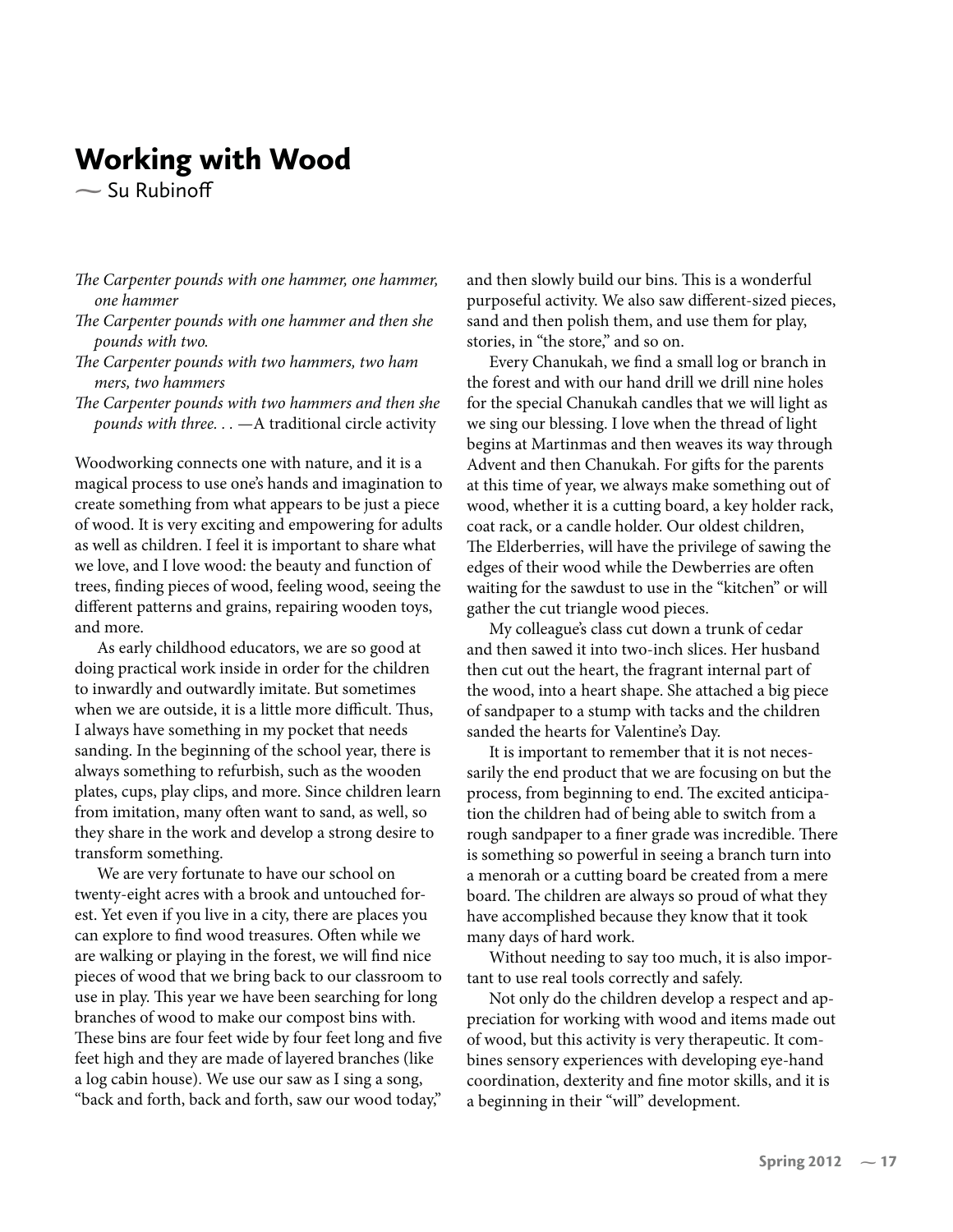# Working with Wood

~ Su Rubinoff

*The Carpenter pounds with one hammer, one hammer, one hammer*
*The Carpenter pounds with one hammer and then she pounds with two.*
*The Carpenter pounds with two hammers, two hammers, two hammers*
*The Carpenter pounds with two hammers and then she pounds with three. . .* —A traditional circle activity

Woodworking connects one with nature, and it is a magical process to use one's hands and imagination to create something from what appears to be just a piece of wood. It is very exciting and empowering for adults as well as children. I feel it is important to share what we love, and I love wood: the beauty and function of trees, finding pieces of wood, feeling wood, seeing the different patterns and grains, repairing wooden toys, and more.

As early childhood educators, we are so good at doing practical work inside in order for the children to inwardly and outwardly imitate. But sometimes when we are outside, it is a little more difficult. Thus, I always have something in my pocket that needs sanding. In the beginning of the school year, there is always something to refurbish, such as the wooden plates, cups, play clips, and more. Since children learn from imitation, many often want to sand, as well, so they share in the work and develop a strong desire to transform something.

We are very fortunate to have our school on twenty-eight acres with a brook and untouched forest. Yet even if you live in a city, there are places you can explore to find wood treasures. Often while we are walking or playing in the forest, we will find nice pieces of wood that we bring back to our classroom to use in play. This year we have been searching for long branches of wood to make our compost bins with. These bins are four feet wide by four feet long and five feet high and they are made of layered branches (like a log cabin house). We use our saw as I sing a song, "back and forth, back and forth, saw our wood today," and then slowly build our bins. This is a wonderful purposeful activity. We also saw different-sized pieces, sand and then polish them, and use them for play, stories, in "the store," and so on.

Every Chanukah, we find a small log or branch in the forest and with our hand drill we drill nine holes for the special Chanukah candles that we will light as we sing our blessing. I love when the thread of light begins at Martinmas and then weaves its way through Advent and then Chanukah. For gifts for the parents at this time of year, we always make something out of wood, whether it is a cutting board, a key holder rack, coat rack, or a candle holder. Our oldest children, The Elderberries, will have the privilege of sawing the edges of their wood while the Dewberries are often waiting for the sawdust to use in the "kitchen" or will gather the cut triangle wood pieces.

My colleague's class cut down a trunk of cedar and then sawed it into two-inch slices. Her husband then cut out the heart, the fragrant internal part of the wood, into a heart shape. She attached a big piece of sandpaper to a stump with tacks and the children sanded the hearts for Valentine's Day.

It is important to remember that it is not necessarily the end product that we are focusing on but the process, from beginning to end. The excited anticipation the children had of being able to switch from a rough sandpaper to a finer grade was incredible. There is something so powerful in seeing a branch turn into a menorah or a cutting board be created from a mere board. The children are always so proud of what they have accomplished because they know that it took many days of hard work.

Without needing to say too much, it is also important to use real tools correctly and safely.

Not only do the children develop a respect and appreciation for working with wood and items made out of wood, but this activity is very therapeutic. It combines sensory experiences with developing eye-hand coordination, dexterity and fine motor skills, and it is a beginning in their "will" development.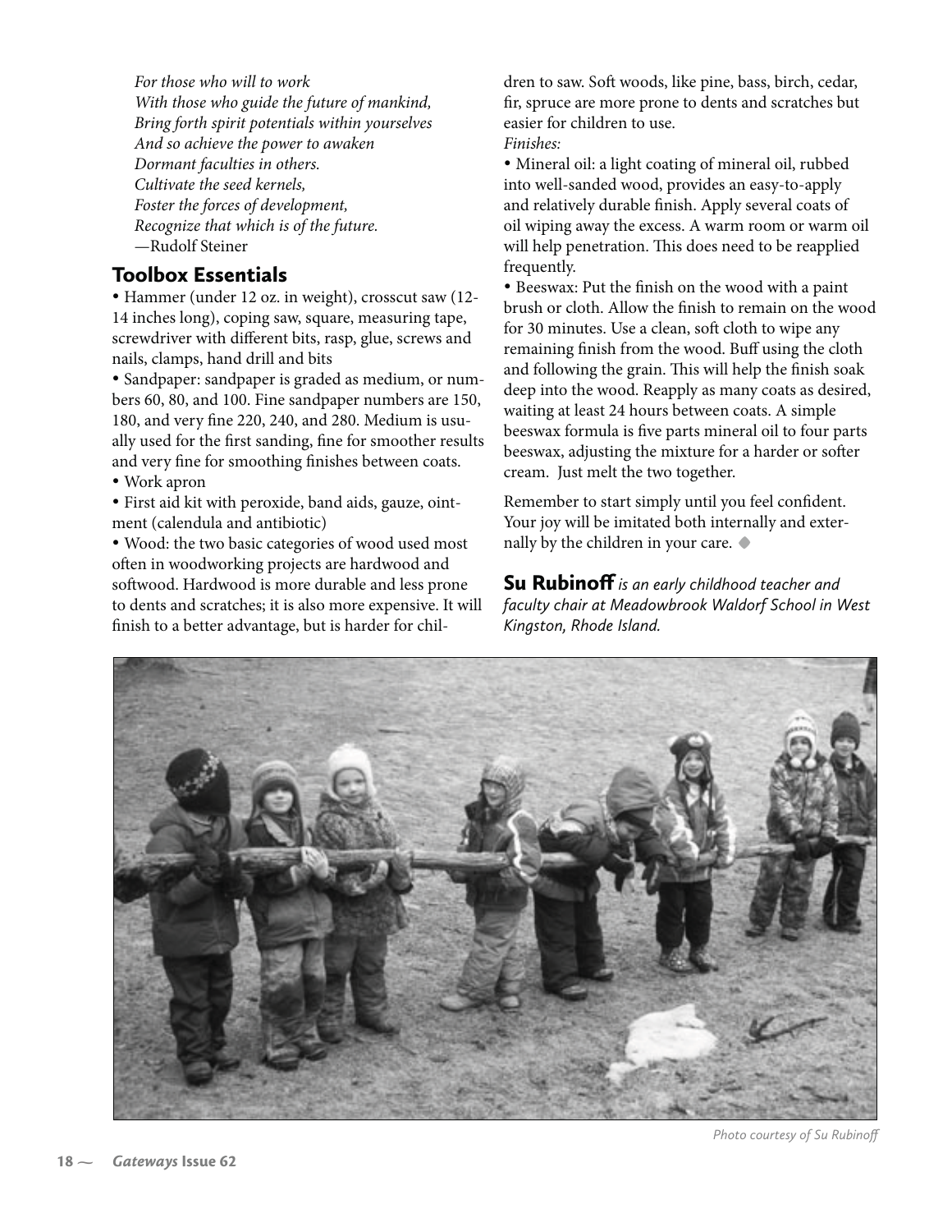*For those who will to work*
*With those who guide the future of mankind,*
*Bring forth spirit potentials within yourselves*
*And so achieve the power to awaken*
*Dormant faculties in others.*
*Cultivate the seed kernels,*
*Foster the forces of development,*
*Recognize that which is of the future.*
—Rudolf Steiner

## Toolbox Essentials

- Hammer (under 12 oz. in weight), crosscut saw (12-14 inches long), coping saw, square, measuring tape, screwdriver with different bits, rasp, glue, screws and nails, clamps, hand drill and bits
- Sandpaper: sandpaper is graded as medium, or numbers 60, 80, and 100. Fine sandpaper numbers are 150, 180, and very fine 220, 240, and 280. Medium is usually used for the first sanding, fine for smoother results and very fine for smoothing finishes between coats.
- Work apron
- First aid kit with peroxide, band aids, gauze, ointment (calendula and antibiotic)
- Wood: the two basic categories of wood used most often in woodworking projects are hardwood and softwood. Hardwood is more durable and less prone to dents and scratches; it is also more expensive. It will finish to a better advantage, but is harder for children to saw. Soft woods, like pine, bass, birch, cedar, fir, spruce are more prone to dents and scratches but easier for children to use.

*Finishes:*

- Mineral oil: a light coating of mineral oil, rubbed into well-sanded wood, provides an easy-to-apply and relatively durable finish. Apply several coats of oil wiping away the excess. A warm room or warm oil will help penetration. This does need to be reapplied frequently.
- Beeswax: Put the finish on the wood with a paint brush or cloth. Allow the finish to remain on the wood for 30 minutes. Use a clean, soft cloth to wipe any remaining finish from the wood. Buff using the cloth and following the grain. This will help the finish soak deep into the wood. Reapply as many coats as desired, waiting at least 24 hours between coats. A simple beeswax formula is five parts mineral oil to four parts beeswax, adjusting the mixture for a harder or softer cream. Just melt the two together.

Remember to start simply until you feel confident. Your joy will be imitated both internally and externally by the children in your care. ◆

**Su Rubinoff** *is an early childhood teacher and faculty chair at Meadowbrook Waldorf School in West Kingston, Rhode Island.*

*Photo courtesy of Su Rubinoff*